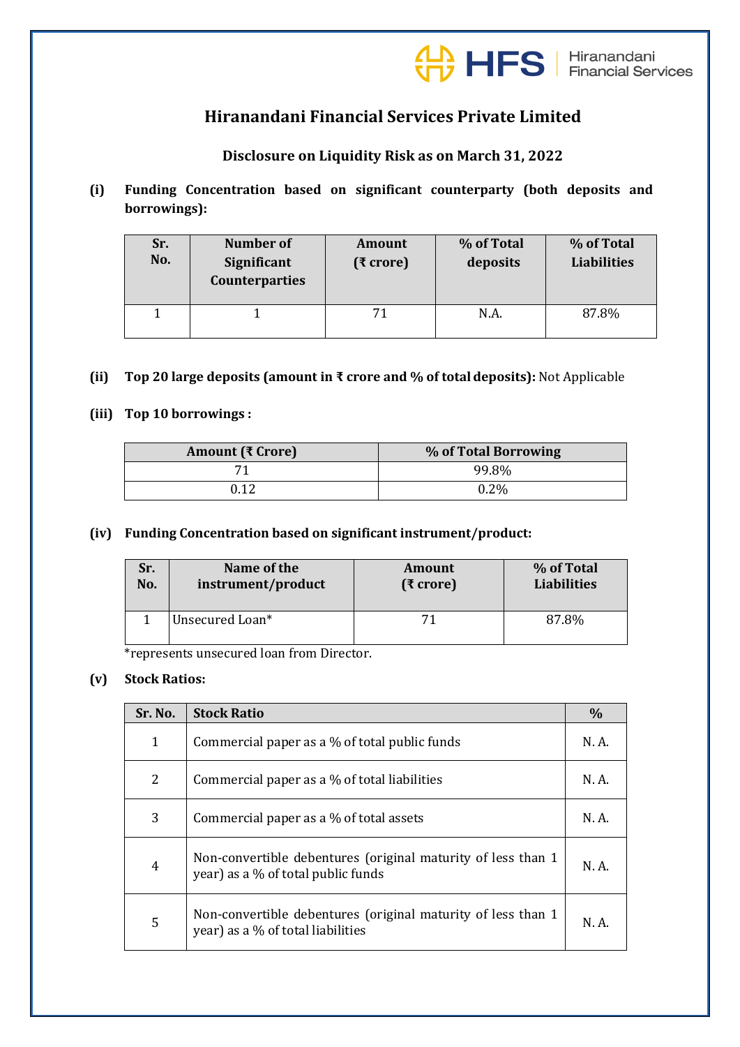# Hiranandani Financial Services Private Limited

## Disclosure on Liquidity Risk as on March 31, 2022

**(i) Funding Concentration based on significant counterparty (both deposits and borrowings):**

| Sr. No. | Number of Significant Counterparties | Amount (₹ crore) | % of Total deposits | % of Total Liabilities |
|---|---|---|---|---|
| 1 | 1 | 71 | N.A. | 87.8% |

**(ii) Top 20 large deposits (amount in ₹ crore and % of total deposits):** Not Applicable

**(iii) Top 10 borrowings :**

| Amount (₹ Crore) | % of Total Borrowing |
|---|---|
| 71 | 99.8% |
| 0.12 | 0.2% |

**(iv) Funding Concentration based on significant instrument/product:**

| Sr. No. | Name of the instrument/product | Amount (₹ crore) | % of Total Liabilities |
|---|---|---|---|
| 1 | Unsecured Loan* | 71 | 87.8% |

*represents unsecured loan from Director.

**(v) Stock Ratios:**

| Sr. No. | Stock Ratio | % |
|---|---|---|
| 1 | Commercial paper as a % of total public funds | N. A. |
| 2 | Commercial paper as a % of total liabilities | N. A. |
| 3 | Commercial paper as a % of total assets | N. A. |
| 4 | Non-convertible debentures (original maturity of less than 1 year) as a % of total public funds | N. A. |
| 5 | Non-convertible debentures (original maturity of less than 1 year) as a % of total liabilities | N. A. |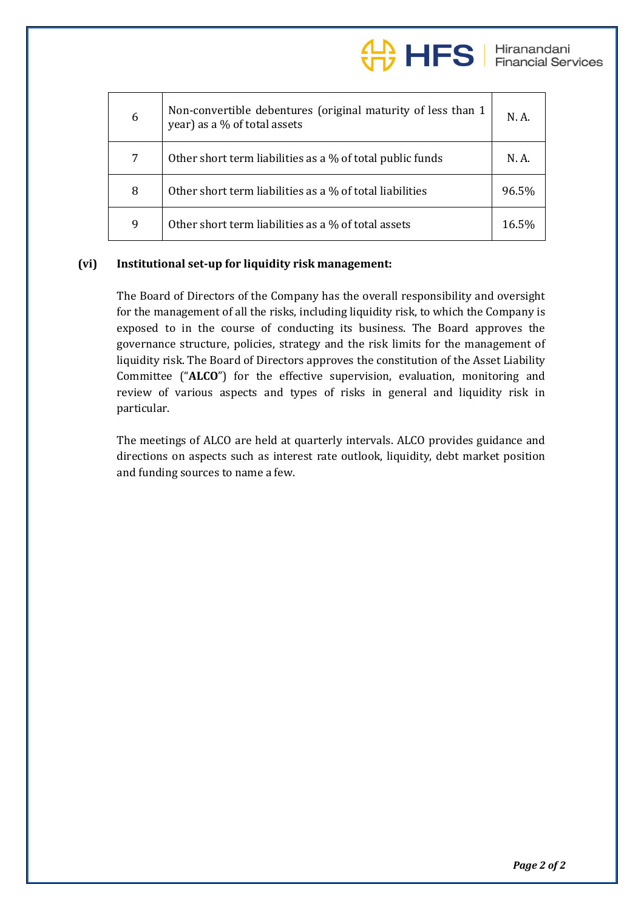| | | |
|---|---|---|
| 6 | Non-convertible debentures (original maturity of less than 1 year) as a % of total assets | N. A. |
| 7 | Other short term liabilities as a % of total public funds | N. A. |
| 8 | Other short term liabilities as a % of total liabilities | 96.5% |
| 9 | Other short term liabilities as a % of total assets | 16.5% |

**(vi) Institutional set-up for liquidity risk management:**

The Board of Directors of the Company has the overall responsibility and oversight for the management of all the risks, including liquidity risk, to which the Company is exposed to in the course of conducting its business. The Board approves the governance structure, policies, strategy and the risk limits for the management of liquidity risk. The Board of Directors approves the constitution of the Asset Liability Committee ("**ALCO**") for the effective supervision, evaluation, monitoring and review of various aspects and types of risks in general and liquidity risk in particular.

The meetings of ALCO are held at quarterly intervals. ALCO provides guidance and directions on aspects such as interest rate outlook, liquidity, debt market position and funding sources to name a few.